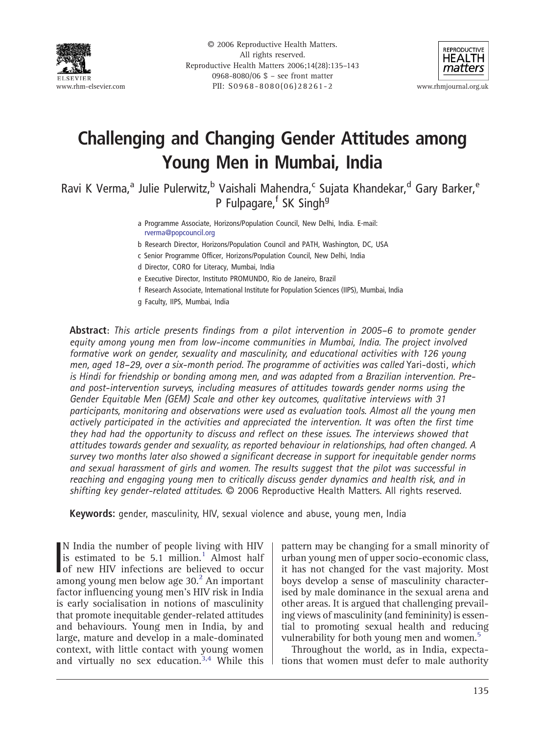© 2006 Reproductive Health Matters. All rights reserved.
Reproductive Health Matters 2006;14(28):135–143
0968-8080/06 $ – see front matter
PII: S0968-8080(06)28261-2

www.rhm-elsevier.com www.rhmjournal.org.uk

# Challenging and Changing Gender Attitudes among Young Men in Mumbai, India

Ravi K Verma,[a] Julie Pulerwitz,[b] Vaishali Mahendra,[c] Sujata Khandekar,[d] Gary Barker,[e] P Fulpagare,[f] SK Singh[g]

a Programme Associate, Horizons/Population Council, New Delhi, India. E-mail: rverma@popcouncil.org

b Research Director, Horizons/Population Council and PATH, Washington, DC, USA

c Senior Programme Officer, Horizons/Population Council, New Delhi, India

d Director, CORO for Literacy, Mumbai, India

e Executive Director, Instituto PROMUNDO, Rio de Janeiro, Brazil

f Research Associate, International Institute for Population Sciences (IIPS), Mumbai, India

g Faculty, IIPS, Mumbai, India

**Abstract**: *This article presents findings from a pilot intervention in 2005–6 to promote gender equity among young men from low-income communities in Mumbai, India. The project involved formative work on gender, sexuality and masculinity, and educational activities with 126 young men, aged 18–29, over a six-month period. The programme of activities was called* Yari-dosti, *which is Hindi for friendship or bonding among men, and was adapted from a Brazilian intervention. Pre- and post-intervention surveys, including measures of attitudes towards gender norms using the Gender Equitable Men (GEM) Scale and other key outcomes, qualitative interviews with 31 participants, monitoring and observations were used as evaluation tools. Almost all the young men actively participated in the activities and appreciated the intervention. It was often the first time they had had the opportunity to discuss and reflect on these issues. The interviews showed that attitudes towards gender and sexuality, as reported behaviour in relationships, had often changed. A survey two months later also showed a significant decrease in support for inequitable gender norms and sexual harassment of girls and women. The results suggest that the pilot was successful in reaching and engaging young men to critically discuss gender dynamics and health risk, and in shifting key gender-related attitudes.* © 2006 Reproductive Health Matters. All rights reserved.

**Keywords:** gender, masculinity, HIV, sexual violence and abuse, young men, India

IN India the number of people living with HIV is estimated to be 5.1 million.[1] Almost half of new HIV infections are believed to occur among young men below age 30.[2] An important factor influencing young men's HIV risk in India is early socialisation in notions of masculinity that promote inequitable gender-related attitudes and behaviours. Young men in India, by and large, mature and develop in a male-dominated context, with little contact with young women and virtually no sex education.[3,4] While this pattern may be changing for a small minority of urban young men of upper socio-economic class, it has not changed for the vast majority. Most boys develop a sense of masculinity characterised by male dominance in the sexual arena and other areas. It is argued that challenging prevailing views of masculinity (and femininity) is essential to promoting sexual health and reducing vulnerability for both young men and women.[5]

Throughout the world, as in India, expectations that women must defer to male authority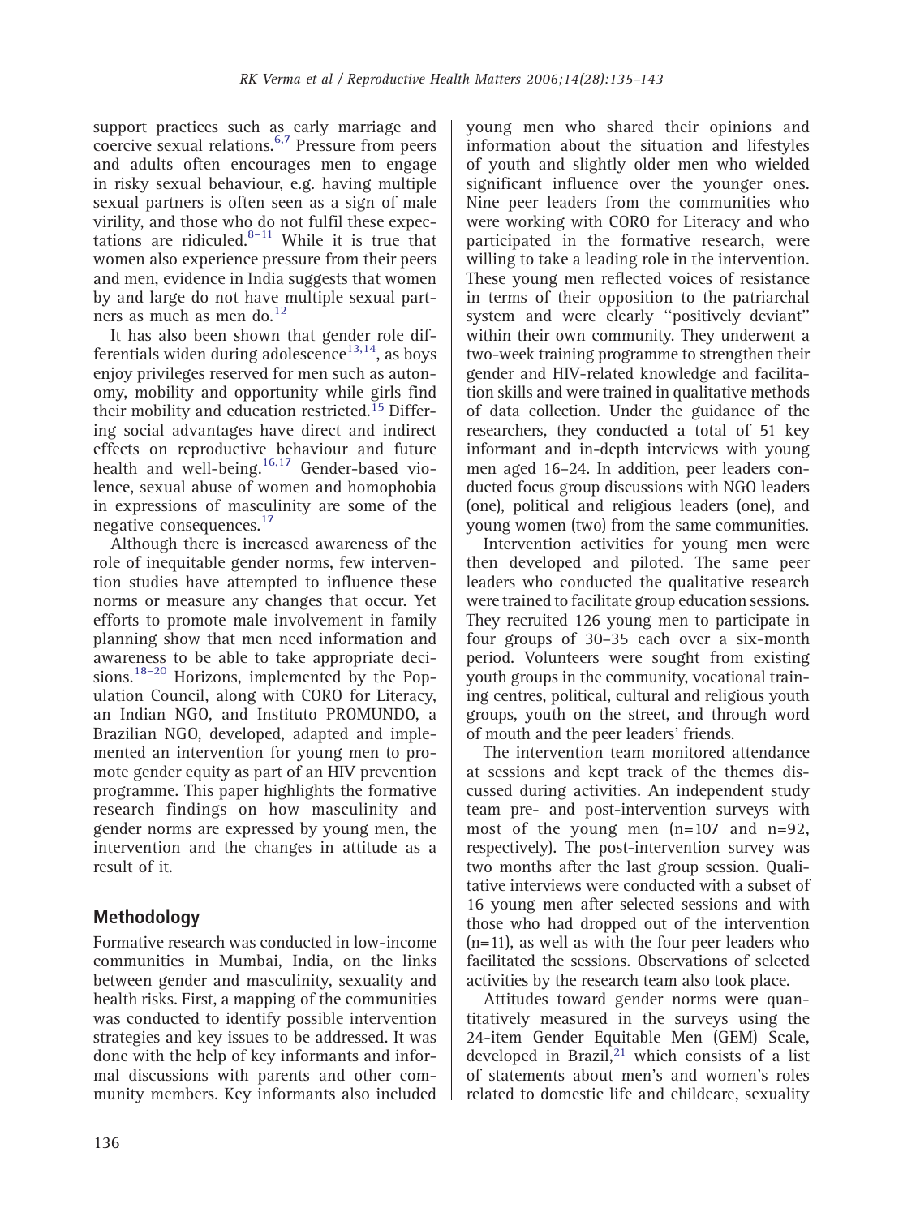support practices such as early marriage and coercive sexual relations.[6,7] Pressure from peers and adults often encourages men to engage in risky sexual behaviour, e.g. having multiple sexual partners is often seen as a sign of male virility, and those who do not fulfil these expectations are ridiculed.[8–11] While it is true that women also experience pressure from their peers and men, evidence in India suggests that women by and large do not have multiple sexual partners as much as men do.[12]

It has also been shown that gender role differentials widen during adolescence[13,14], as boys enjoy privileges reserved for men such as autonomy, mobility and opportunity while girls find their mobility and education restricted.[15] Differing social advantages have direct and indirect effects on reproductive behaviour and future health and well-being.[16,17] Gender-based violence, sexual abuse of women and homophobia in expressions of masculinity are some of the negative consequences.[17]

Although there is increased awareness of the role of inequitable gender norms, few intervention studies have attempted to influence these norms or measure any changes that occur. Yet efforts to promote male involvement in family planning show that men need information and awareness to be able to take appropriate decisions.[18–20] Horizons, implemented by the Population Council, along with CORO for Literacy, an Indian NGO, and Instituto PROMUNDO, a Brazilian NGO, developed, adapted and implemented an intervention for young men to promote gender equity as part of an HIV prevention programme. This paper highlights the formative research findings on how masculinity and gender norms are expressed by young men, the intervention and the changes in attitude as a result of it.

## Methodology

Formative research was conducted in low-income communities in Mumbai, India, on the links between gender and masculinity, sexuality and health risks. First, a mapping of the communities was conducted to identify possible intervention strategies and key issues to be addressed. It was done with the help of key informants and informal discussions with parents and other community members. Key informants also included young men who shared their opinions and information about the situation and lifestyles of youth and slightly older men who wielded significant influence over the younger ones. Nine peer leaders from the communities who were working with CORO for Literacy and who participated in the formative research, were willing to take a leading role in the intervention. These young men reflected voices of resistance in terms of their opposition to the patriarchal system and were clearly "positively deviant" within their own community. They underwent a two-week training programme to strengthen their gender and HIV-related knowledge and facilitation skills and were trained in qualitative methods of data collection. Under the guidance of the researchers, they conducted a total of 51 key informant and in-depth interviews with young men aged 16–24. In addition, peer leaders conducted focus group discussions with NGO leaders (one), political and religious leaders (one), and young women (two) from the same communities.

Intervention activities for young men were then developed and piloted. The same peer leaders who conducted the qualitative research were trained to facilitate group education sessions. They recruited 126 young men to participate in four groups of 30–35 each over a six-month period. Volunteers were sought from existing youth groups in the community, vocational training centres, political, cultural and religious youth groups, youth on the street, and through word of mouth and the peer leaders' friends.

The intervention team monitored attendance at sessions and kept track of the themes discussed during activities. An independent study team pre- and post-intervention surveys with most of the young men (n=107 and n=92, respectively). The post-intervention survey was two months after the last group session. Qualitative interviews were conducted with a subset of 16 young men after selected sessions and with those who had dropped out of the intervention (n=11), as well as with the four peer leaders who facilitated the sessions. Observations of selected activities by the research team also took place.

Attitudes toward gender norms were quantitatively measured in the surveys using the 24-item Gender Equitable Men (GEM) Scale, developed in Brazil,[21] which consists of a list of statements about men's and women's roles related to domestic life and childcare, sexuality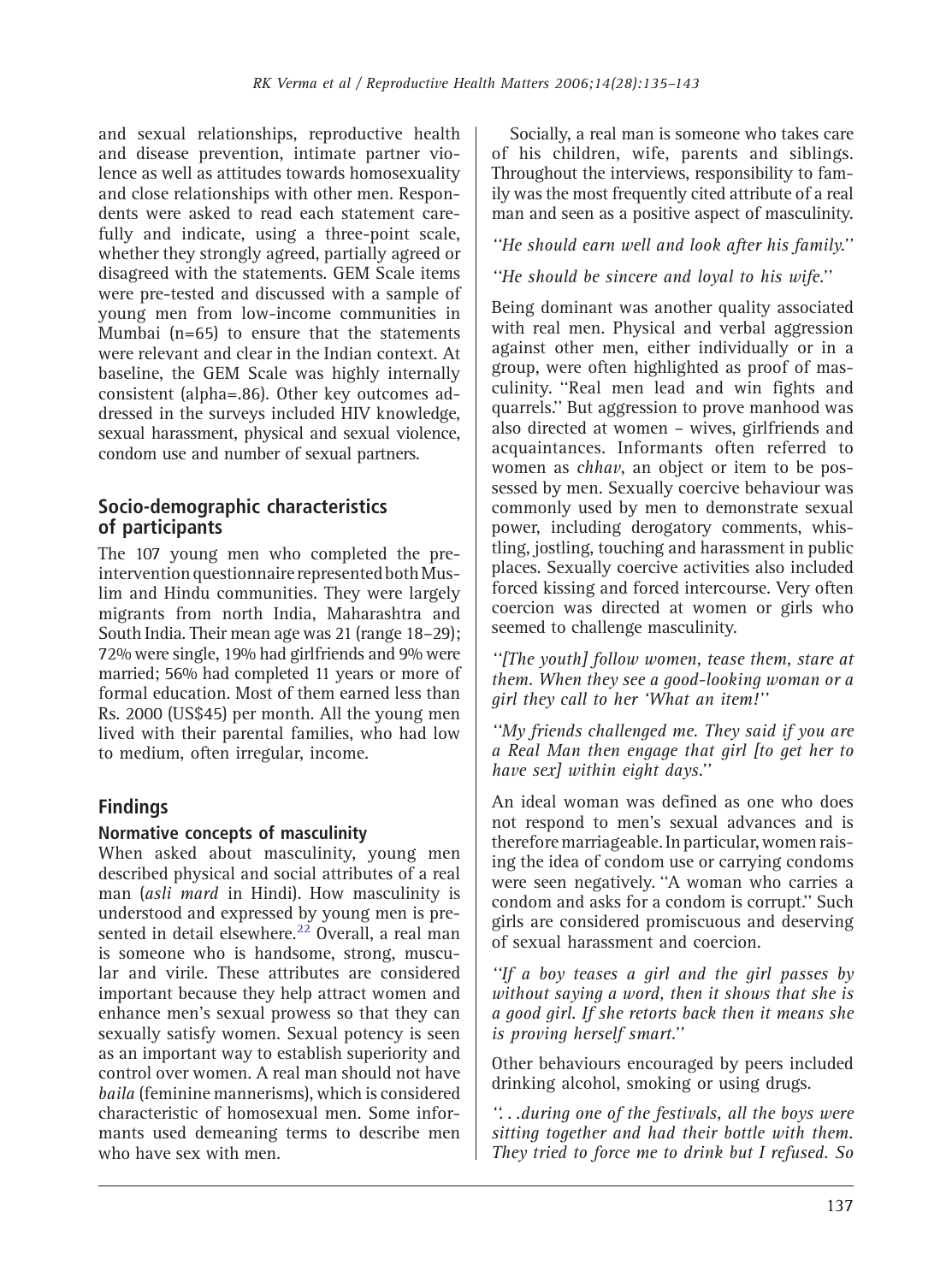and sexual relationships, reproductive health and disease prevention, intimate partner violence as well as attitudes towards homosexuality and close relationships with other men. Respondents were asked to read each statement carefully and indicate, using a three-point scale, whether they strongly agreed, partially agreed or disagreed with the statements. GEM Scale items were pre-tested and discussed with a sample of young men from low-income communities in Mumbai (n=65) to ensure that the statements were relevant and clear in the Indian context. At baseline, the GEM Scale was highly internally consistent (alpha=.86). Other key outcomes addressed in the surveys included HIV knowledge, sexual harassment, physical and sexual violence, condom use and number of sexual partners.

## Socio-demographic characteristics of participants

The 107 young men who completed the pre-intervention questionnaire represented both Muslim and Hindu communities. They were largely migrants from north India, Maharashtra and South India. Their mean age was 21 (range 18–29); 72% were single, 19% had girlfriends and 9% were married; 56% had completed 11 years or more of formal education. Most of them earned less than Rs. 2000 (US$45) per month. All the young men lived with their parental families, who had low to medium, often irregular, income.

## Findings

### Normative concepts of masculinity

When asked about masculinity, young men described physical and social attributes of a real man (*asli mard* in Hindi). How masculinity is understood and expressed by young men is presented in detail elsewhere.[22] Overall, a real man is someone who is handsome, strong, muscular and virile. These attributes are considered important because they help attract women and enhance men's sexual prowess so that they can sexually satisfy women. Sexual potency is seen as an important way to establish superiority and control over women. A real man should not have *baila* (feminine mannerisms), which is considered characteristic of homosexual men. Some informants used demeaning terms to describe men who have sex with men.

Socially, a real man is someone who takes care of his children, wife, parents and siblings. Throughout the interviews, responsibility to family was the most frequently cited attribute of a real man and seen as a positive aspect of masculinity.

*''He should earn well and look after his family.''*

*''He should be sincere and loyal to his wife.''*

Being dominant was another quality associated with real men. Physical and verbal aggression against other men, either individually or in a group, were often highlighted as proof of masculinity. ''Real men lead and win fights and quarrels.'' But aggression to prove manhood was also directed at women – wives, girlfriends and acquaintances. Informants often referred to women as *chhav*, an object or item to be possessed by men. Sexually coercive behaviour was commonly used by men to demonstrate sexual power, including derogatory comments, whistling, jostling, touching and harassment in public places. Sexually coercive activities also included forced kissing and forced intercourse. Very often coercion was directed at women or girls who seemed to challenge masculinity.

*''[The youth] follow women, tease them, stare at them. When they see a good-looking woman or a girl they call to her 'What an item!''*

*''My friends challenged me. They said if you are a Real Man then engage that girl [to get her to have sex] within eight days.''*

An ideal woman was defined as one who does not respond to men's sexual advances and is therefore marriageable. In particular, women raising the idea of condom use or carrying condoms were seen negatively. ''A woman who carries a condom and asks for a condom is corrupt.'' Such girls are considered promiscuous and deserving of sexual harassment and coercion.

*''If a boy teases a girl and the girl passes by without saying a word, then it shows that she is a good girl. If she retorts back then it means she is proving herself smart.''*

Other behaviours encouraged by peers included drinking alcohol, smoking or using drugs.

*''. . .during one of the festivals, all the boys were sitting together and had their bottle with them. They tried to force me to drink but I refused. So*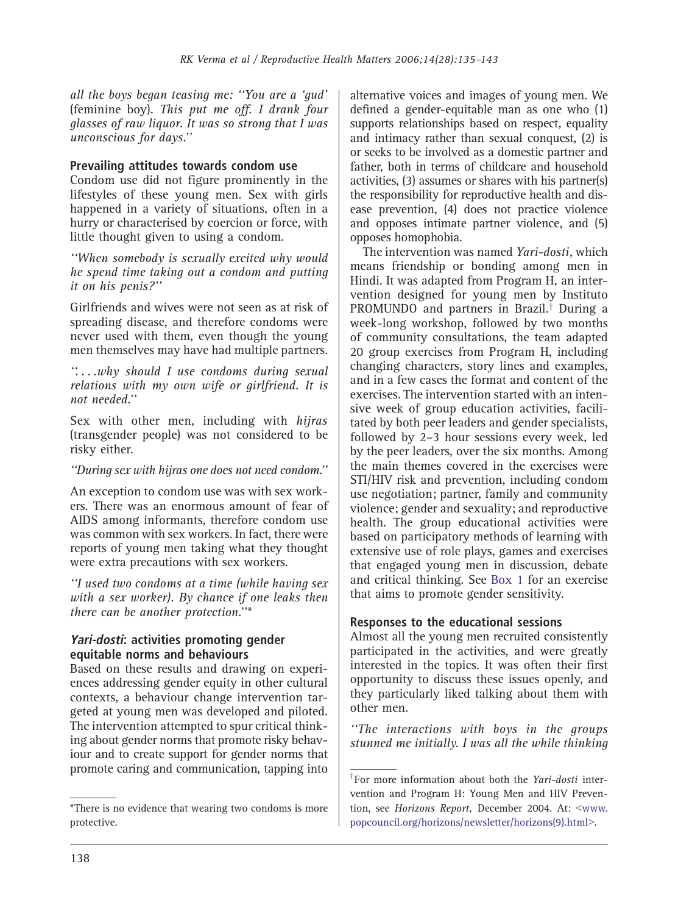*all the boys began teasing me: "You are a 'gud'* (feminine boy). *This put me off. I drank four glasses of raw liquor. It was so strong that I was unconscious for days."*

### Prevailing attitudes towards condom use

Condom use did not figure prominently in the lifestyles of these young men. Sex with girls happened in a variety of situations, often in a hurry or characterised by coercion or force, with little thought given to using a condom.

*"When somebody is sexually excited why would he spend time taking out a condom and putting it on his penis?"*

Girlfriends and wives were not seen as at risk of spreading disease, and therefore condoms were never used with them, even though the young men themselves may have had multiple partners.

*". . . .why should I use condoms during sexual relations with my own wife or girlfriend. It is not needed."*

Sex with other men, including with *hijras* (transgender people) was not considered to be risky either.

*"During sex with hijras one does not need condom."*

An exception to condom use was with sex workers. There was an enormous amount of fear of AIDS among informants, therefore condom use was common with sex workers. In fact, there were reports of young men taking what they thought were extra precautions with sex workers.

*"I used two condoms at a time (while having sex with a sex worker). By chance if one leaks then there can be another protection."\**

### *Yari-dosti*: activities promoting gender equitable norms and behaviours

Based on these results and drawing on experiences addressing gender equity in other cultural contexts, a behaviour change intervention targeted at young men was developed and piloted. The intervention attempted to spur critical thinking about gender norms that promote risky behaviour and to create support for gender norms that promote caring and communication, tapping into alternative voices and images of young men. We defined a gender-equitable man as one who (1) supports relationships based on respect, equality and intimacy rather than sexual conquest, (2) is or seeks to be involved as a domestic partner and father, both in terms of childcare and household activities, (3) assumes or shares with his partner(s) the responsibility for reproductive health and disease prevention, (4) does not practice violence and opposes intimate partner violence, and (5) opposes homophobia.

The intervention was named *Yari-dosti*, which means friendship or bonding among men in Hindi. It was adapted from Program H, an intervention designed for young men by Instituto PROMUNDO and partners in Brazil.† During a week-long workshop, followed by two months of community consultations, the team adapted 20 group exercises from Program H, including changing characters, story lines and examples, and in a few cases the format and content of the exercises. The intervention started with an intensive week of group education activities, facilitated by both peer leaders and gender specialists, followed by 2–3 hour sessions every week, led by the peer leaders, over the six months. Among the main themes covered in the exercises were STI/HIV risk and prevention, including condom use negotiation; partner, family and community violence; gender and sexuality; and reproductive health. The group educational activities were based on participatory methods of learning with extensive use of role plays, games and exercises that engaged young men in discussion, debate and critical thinking. See Box 1 for an exercise that aims to promote gender sensitivity.

### Responses to the educational sessions

Almost all the young men recruited consistently participated in the activities, and were greatly interested in the topics. It was often their first opportunity to discuss these issues openly, and they particularly liked talking about them with other men.

*"The interactions with boys in the groups stunned me initially. I was all the while thinking*

---

\*There is no evidence that wearing two condoms is more protective.

†For more information about both the *Yari-dosti* intervention and Program H: Young Men and HIV Prevention, see *Horizons Report,* December 2004. At: <www.popcouncil.org/horizons/newsletter/horizons(9).html>.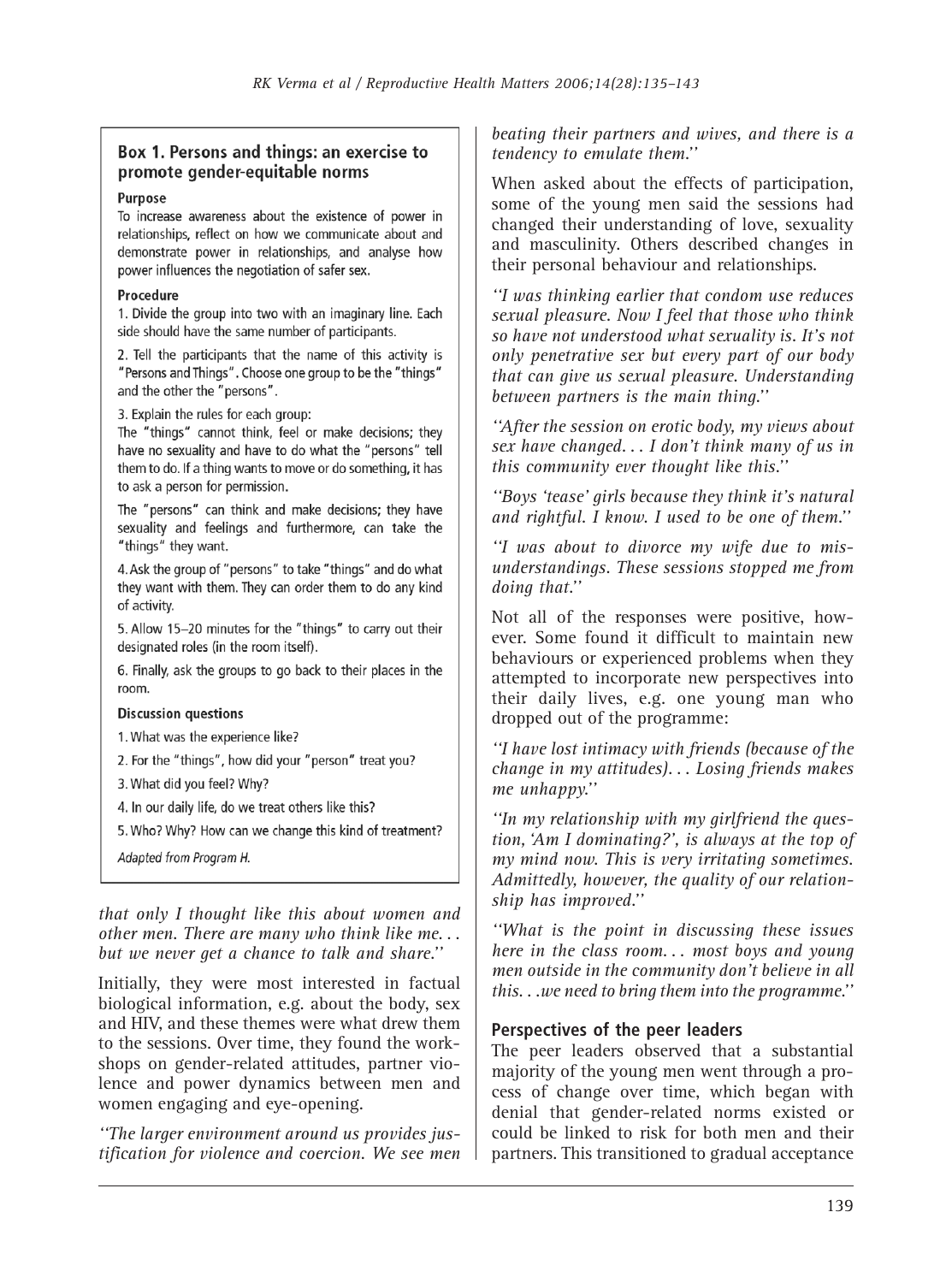### Box 1. Persons and things: an exercise to promote gender-equitable norms

**Purpose**

To increase awareness about the existence of power in relationships, reflect on how we communicate about and demonstrate power in relationships, and analyse how power influences the negotiation of safer sex.

**Procedure**

1. Divide the group into two with an imaginary line. Each side should have the same number of participants.

2. Tell the participants that the name of this activity is "Persons and Things". Choose one group to be the "things" and the other the "persons".

3. Explain the rules for each group:

The "things" cannot think, feel or make decisions; they have no sexuality and have to do what the "persons" tell them to do. If a thing wants to move or do something, it has to ask a person for permission.

The "persons" can think and make decisions; they have sexuality and feelings and furthermore, can take the "things" they want.

4. Ask the group of "persons" to take "things" and do what they want with them. They can order them to do any kind of activity.

5. Allow 15–20 minutes for the "things" to carry out their designated roles (in the room itself).

6. Finally, ask the groups to go back to their places in the room.

**Discussion questions**

1. What was the experience like?

2. For the "things", how did your "person" treat you?

3. What did you feel? Why?

4. In our daily life, do we treat others like this?

5. Who? Why? How can we change this kind of treatment?

*Adapted from Program H.*

*that only I thought like this about women and other men. There are many who think like me… but we never get a chance to talk and share."*

Initially, they were most interested in factual biological information, e.g. about the body, sex and HIV, and these themes were what drew them to the sessions. Over time, they found the workshops on gender-related attitudes, partner violence and power dynamics between men and women engaging and eye-opening.

*"The larger environment around us provides justification for violence and coercion. We see men beating their partners and wives, and there is a tendency to emulate them."*

When asked about the effects of participation, some of the young men said the sessions had changed their understanding of love, sexuality and masculinity. Others described changes in their personal behaviour and relationships.

*"I was thinking earlier that condom use reduces sexual pleasure. Now I feel that those who think so have not understood what sexuality is. It's not only penetrative sex but every part of our body that can give us sexual pleasure. Understanding between partners is the main thing."*

*"After the session on erotic body, my views about sex have changed… I don't think many of us in this community ever thought like this."*

*"Boys 'tease' girls because they think it's natural and rightful. I know. I used to be one of them."*

*"I was about to divorce my wife due to misunderstandings. These sessions stopped me from doing that."*

Not all of the responses were positive, however. Some found it difficult to maintain new behaviours or experienced problems when they attempted to incorporate new perspectives into their daily lives, e.g. one young man who dropped out of the programme:

*"I have lost intimacy with friends (because of the change in my attitudes)… Losing friends makes me unhappy."*

*"In my relationship with my girlfriend the question, 'Am I dominating?', is always at the top of my mind now. This is very irritating sometimes. Admittedly, however, the quality of our relationship has improved."*

*"What is the point in discussing these issues here in the class room… most boys and young men outside in the community don't believe in all this…we need to bring them into the programme."*

### Perspectives of the peer leaders

The peer leaders observed that a substantial majority of the young men went through a process of change over time, which began with denial that gender-related norms existed or could be linked to risk for both men and their partners. This transitioned to gradual acceptance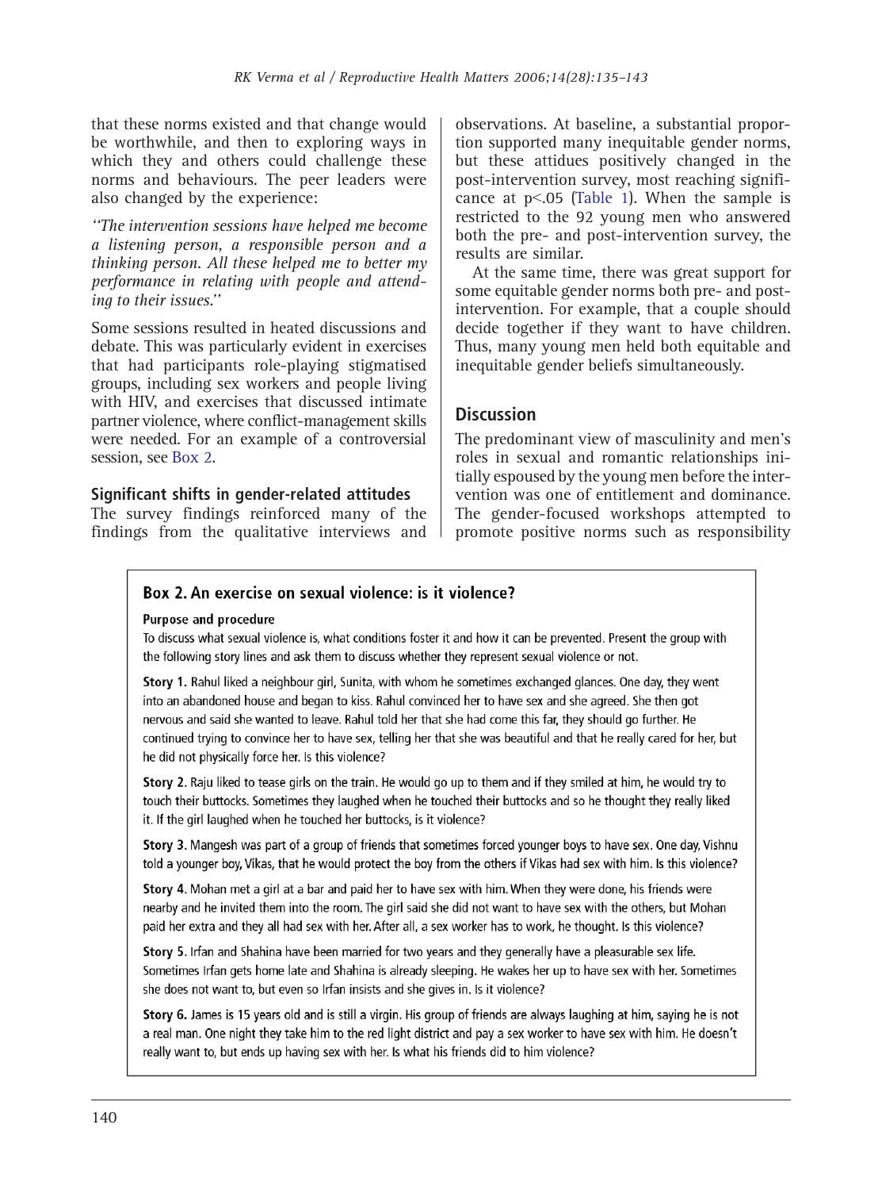that these norms existed and that change would be worthwhile, and then to exploring ways in which they and others could challenge these norms and behaviours. The peer leaders were also changed by the experience:

*"The intervention sessions have helped me become a listening person, a responsible person and a thinking person. All these helped me to better my performance in relating with people and attending to their issues."*

Some sessions resulted in heated discussions and debate. This was particularly evident in exercises that had participants role-playing stigmatised groups, including sex workers and people living with HIV, and exercises that discussed intimate partner violence, where conflict-management skills were needed. For an example of a controversial session, see Box 2.

### Significant shifts in gender-related attitudes

The survey findings reinforced many of the findings from the qualitative interviews and observations. At baseline, a substantial proportion supported many inequitable gender norms, but these attidues positively changed in the post-intervention survey, most reaching significance at $p<.05$ (Table 1). When the sample is restricted to the 92 young men who answered both the pre- and post-intervention survey, the results are similar.

At the same time, there was great support for some equitable gender norms both pre- and post-intervention. For example, that a couple should decide together if they want to have children. Thus, many young men held both equitable and inequitable gender beliefs simultaneously.

## Discussion

The predominant view of masculinity and men's roles in sexual and romantic relationships initially espoused by the young men before the intervention was one of entitlement and dominance. The gender-focused workshops attempted to promote positive norms such as responsibility

---

### Box 2. An exercise on sexual violence: is it violence?

**Purpose and procedure**

To discuss what sexual violence is, what conditions foster it and how it can be prevented. Present the group with the following story lines and ask them to discuss whether they represent sexual violence or not.

**Story 1.** Rahul liked a neighbour girl, Sunita, with whom he sometimes exchanged glances. One day, they went into an abandoned house and began to kiss. Rahul convinced her to have sex and she agreed. She then got nervous and said she wanted to leave. Rahul told her that she had come this far, they should go further. He continued trying to convince her to have sex, telling her that she was beautiful and that he really cared for her, but he did not physically force her. Is this violence?

**Story 2.** Raju liked to tease girls on the train. He would go up to them and if they smiled at him, he would try to touch their buttocks. Sometimes they laughed when he touched their buttocks and so he thought they really liked it. If the girl laughed when he touched her buttocks, is it violence?

**Story 3.** Mangesh was part of a group of friends that sometimes forced younger boys to have sex. One day, Vishnu told a younger boy, Vikas, that he would protect the boy from the others if Vikas had sex with him. Is this violence?

**Story 4**. Mohan met a girl at a bar and paid her to have sex with him. When they were done, his friends were nearby and he invited them into the room. The girl said she did not want to have sex with the others, but Mohan paid her extra and they all had sex with her. After all, a sex worker has to work, he thought. Is this violence?

**Story 5.** Irfan and Shahina have been married for two years and they generally have a pleasurable sex life. Sometimes Irfan gets home late and Shahina is already sleeping. He wakes her up to have sex with her. Sometimes she does not want to, but even so Irfan insists and she gives in. Is it violence?

**Story 6.** James is 15 years old and is still a virgin. His group of friends are always laughing at him, saying he is not a real man. One night they take him to the red light district and pay a sex worker to have sex with him. He doesn't really want to, but ends up having sex with her. Is what his friends did to him violence?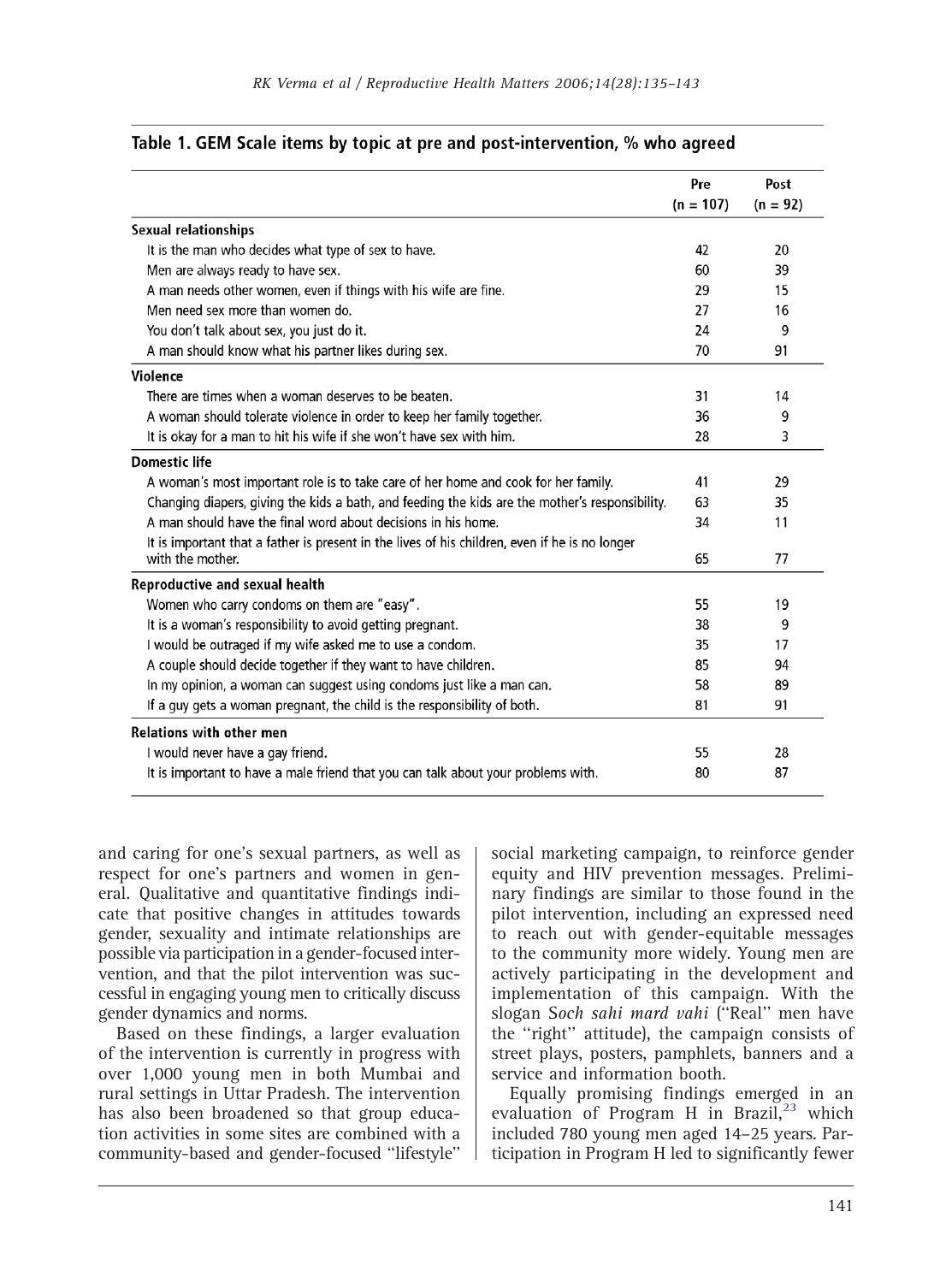**Table 1. GEM Scale items by topic at pre and post-intervention, % who agreed**

| | Pre (n = 107) | Post (n = 92) |
|---|---|---|
| **Sexual relationships** | | |
| It is the man who decides what type of sex to have. | 42 | 20 |
| Men are always ready to have sex. | 60 | 39 |
| A man needs other women, even if things with his wife are fine. | 29 | 15 |
| Men need sex more than women do. | 27 | 16 |
| You don't talk about sex, you just do it. | 24 | 9 |
| A man should know what his partner likes during sex. | 70 | 91 |
| **Violence** | | |
| There are times when a woman deserves to be beaten. | 31 | 14 |
| A woman should tolerate violence in order to keep her family together. | 36 | 9 |
| It is okay for a man to hit his wife if she won't have sex with him. | 28 | 3 |
| **Domestic life** | | |
| A woman's most important role is to take care of her home and cook for her family. | 41 | 29 |
| Changing diapers, giving the kids a bath, and feeding the kids are the mother's responsibility. | 63 | 35 |
| A man should have the final word about decisions in his home. | 34 | 11 |
| It is important that a father is present in the lives of his children, even if he is no longer with the mother. | 65 | 77 |
| **Reproductive and sexual health** | | |
| Women who carry condoms on them are "easy". | 55 | 19 |
| It is a woman's responsibility to avoid getting pregnant. | 38 | 9 |
| I would be outraged if my wife asked me to use a condom. | 35 | 17 |
| A couple should decide together if they want to have children. | 85 | 94 |
| In my opinion, a woman can suggest using condoms just like a man can. | 58 | 89 |
| If a guy gets a woman pregnant, the child is the responsibility of both. | 81 | 91 |
| **Relations with other men** | | |
| I would never have a gay friend. | 55 | 28 |
| It is important to have a male friend that you can talk about your problems with. | 80 | 87 |

and caring for one's sexual partners, as well as respect for one's partners and women in general. Qualitative and quantitative findings indicate that positive changes in attitudes towards gender, sexuality and intimate relationships are possible via participation in a gender-focused intervention, and that the pilot intervention was successful in engaging young men to critically discuss gender dynamics and norms.

Based on these findings, a larger evaluation of the intervention is currently in progress with over 1,000 young men in both Mumbai and rural settings in Uttar Pradesh. The intervention has also been broadened so that group education activities in some sites are combined with a community-based and gender-focused "lifestyle" social marketing campaign, to reinforce gender equity and HIV prevention messages. Preliminary findings are similar to those found in the pilot intervention, including an expressed need to reach out with gender-equitable messages to the community more widely. Young men are actively participating in the development and implementation of this campaign. With the slogan S*och sahi mard vahi* ("Real" men have the "right" attitude), the campaign consists of street plays, posters, pamphlets, banners and a service and information booth.

Equally promising findings emerged in an evaluation of Program H in Brazil,[23] which included 780 young men aged 14–25 years. Participation in Program H led to significantly fewer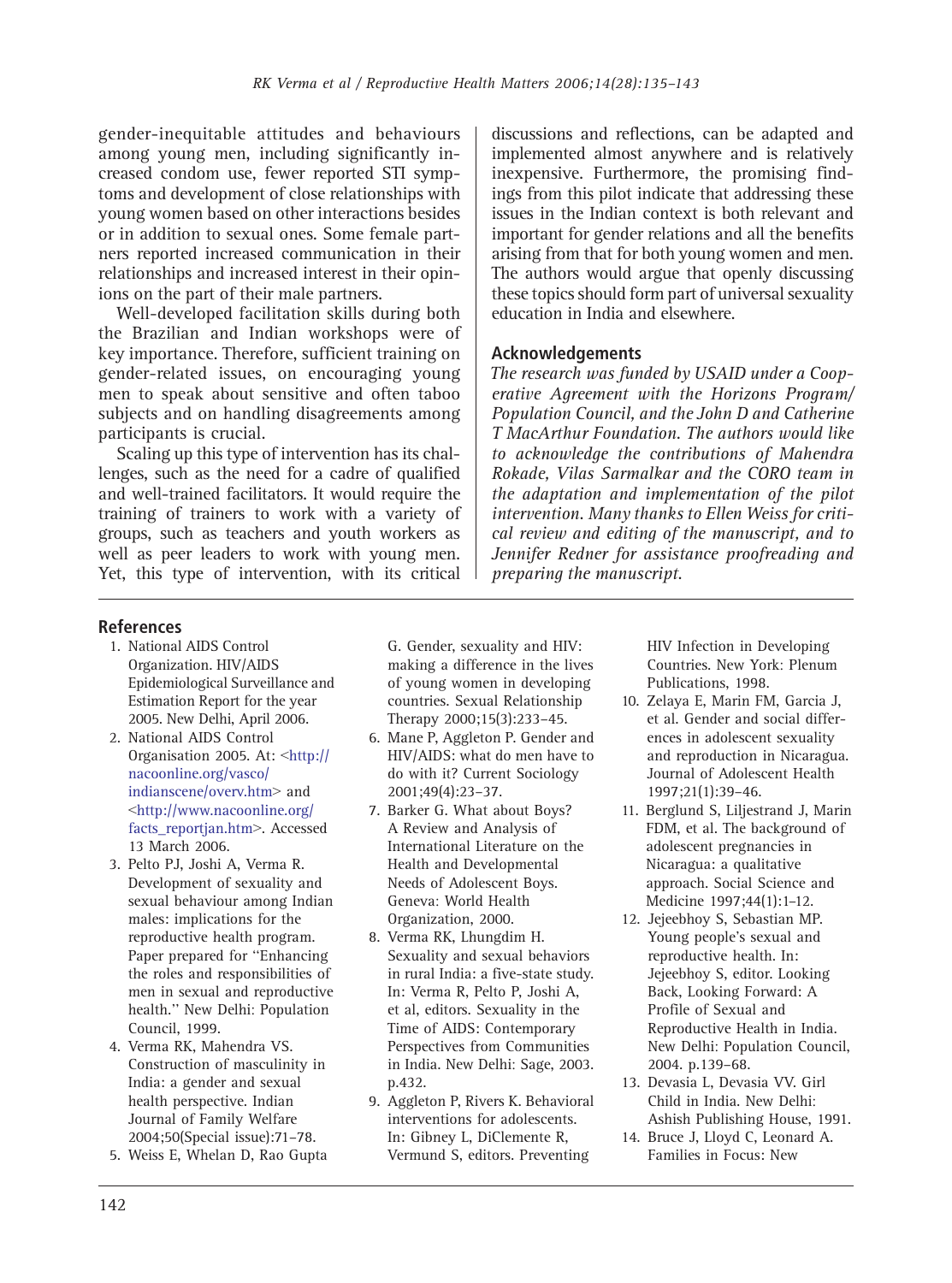gender-inequitable attitudes and behaviours among young men, including significantly increased condom use, fewer reported STI symptoms and development of close relationships with young women based on other interactions besides or in addition to sexual ones. Some female partners reported increased communication in their relationships and increased interest in their opinions on the part of their male partners.

Well-developed facilitation skills during both the Brazilian and Indian workshops were of key importance. Therefore, sufficient training on gender-related issues, on encouraging young men to speak about sensitive and often taboo subjects and on handling disagreements among participants is crucial.

Scaling up this type of intervention has its challenges, such as the need for a cadre of qualified and well-trained facilitators. It would require the training of trainers to work with a variety of groups, such as teachers and youth workers as well as peer leaders to work with young men. Yet, this type of intervention, with its critical discussions and reflections, can be adapted and implemented almost anywhere and is relatively inexpensive. Furthermore, the promising findings from this pilot indicate that addressing these issues in the Indian context is both relevant and important for gender relations and all the benefits arising from that for both young women and men. The authors would argue that openly discussing these topics should form part of universal sexuality education in India and elsewhere.

## Acknowledgements

*The research was funded by USAID under a Cooperative Agreement with the Horizons Program/Population Council, and the John D and Catherine T MacArthur Foundation. The authors would like to acknowledge the contributions of Mahendra Rokade, Vilas Sarmalkar and the CORO team in the adaptation and implementation of the pilot intervention. Many thanks to Ellen Weiss for critical review and editing of the manuscript, and to Jennifer Redner for assistance proofreading and preparing the manuscript.*

## References

1. National AIDS Control Organization. HIV/AIDS Epidemiological Surveillance and Estimation Report for the year 2005. New Delhi, April 2006.
2. National AIDS Control Organisation 2005. At: <http://nacoonline.org/vasco/indianscene/overv.htm> and <http://www.nacoonline.org/facts_reportjan.htm>. Accessed 13 March 2006.
3. Pelto PJ, Joshi A, Verma R. Development of sexuality and sexual behaviour among Indian males: implications for the reproductive health program. Paper prepared for "Enhancing the roles and responsibilities of men in sexual and reproductive health." New Delhi: Population Council, 1999.
4. Verma RK, Mahendra VS. Construction of masculinity in India: a gender and sexual health perspective. Indian Journal of Family Welfare 2004;50(Special issue):71–78.
5. Weiss E, Whelan D, Rao Gupta G. Gender, sexuality and HIV: making a difference in the lives of young women in developing countries. Sexual Relationship Therapy 2000;15(3):233–45.
6. Mane P, Aggleton P. Gender and HIV/AIDS: what do men have to do with it? Current Sociology 2001;49(4):23–37.
7. Barker G. What about Boys? A Review and Analysis of International Literature on the Health and Developmental Needs of Adolescent Boys. Geneva: World Health Organization, 2000.
8. Verma RK, Lhungdim H. Sexuality and sexual behaviors in rural India: a five-state study. In: Verma R, Pelto P, Joshi A, et al, editors. Sexuality in the Time of AIDS: Contemporary Perspectives from Communities in India. New Delhi: Sage, 2003. p.432.
9. Aggleton P, Rivers K. Behavioral interventions for adolescents. In: Gibney L, DiClemente R, Vermund S, editors. Preventing HIV Infection in Developing Countries. New York: Plenum Publications, 1998.
10. Zelaya E, Marin FM, Garcia J, et al. Gender and social differences in adolescent sexuality and reproduction in Nicaragua. Journal of Adolescent Health 1997;21(1):39–46.
11. Berglund S, Liljestrand J, Marin FDM, et al. The background of adolescent pregnancies in Nicaragua: a qualitative approach. Social Science and Medicine 1997;44(1):1–12.
12. Jejeebhoy S, Sebastian MP. Young people's sexual and reproductive health. In: Jejeebhoy S, editor. Looking Back, Looking Forward: A Profile of Sexual and Reproductive Health in India. New Delhi: Population Council, 2004. p.139–68.
13. Devasia L, Devasia VV. Girl Child in India. New Delhi: Ashish Publishing House, 1991.
14. Bruce J, Lloyd C, Leonard A. Families in Focus: New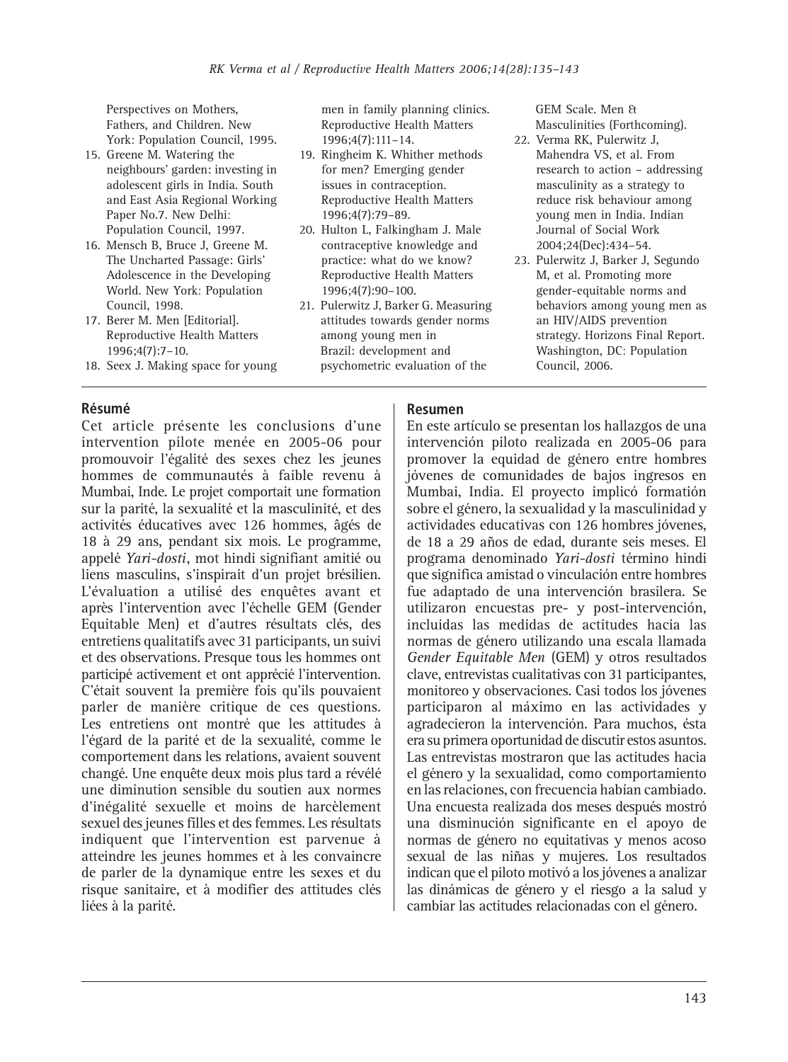Perspectives on Mothers, Fathers, and Children. New York: Population Council, 1995.

15. Greene M. Watering the neighbours' garden: investing in adolescent girls in India. South and East Asia Regional Working Paper No.7. New Delhi: Population Council, 1997.
16. Mensch B, Bruce J, Greene M. The Uncharted Passage: Girls' Adolescence in the Developing World. New York: Population Council, 1998.
17. Berer M. Men [Editorial]. Reproductive Health Matters 1996;4(7):7–10.
18. Seex J. Making space for young men in family planning clinics. Reproductive Health Matters 1996;4(7):111–14.
19. Ringheim K. Whither methods for men? Emerging gender issues in contraception. Reproductive Health Matters 1996;4(7):79–89.
20. Hulton L, Falkingham J. Male contraceptive knowledge and practice: what do we know? Reproductive Health Matters 1996;4(7):90–100.
21. Pulerwitz J, Barker G. Measuring attitudes towards gender norms among young men in Brazil: development and psychometric evaluation of the GEM Scale. Men & Masculinities (Forthcoming).
22. Verma RK, Pulerwitz J, Mahendra VS, et al. From research to action – addressing masculinity as a strategy to reduce risk behaviour among young men in India. Indian Journal of Social Work 2004;24(Dec):434–54.
23. Pulerwitz J, Barker J, Segundo M, et al. Promoting more gender-equitable norms and behaviors among young men as an HIV/AIDS prevention strategy. Horizons Final Report. Washington, DC: Population Council, 2006.

## Résumé

Cet article présente les conclusions d'une intervention pilote menée en 2005-06 pour promouvoir l'égalité des sexes chez les jeunes hommes de communautés à faible revenu à Mumbai, Inde. Le projet comportait une formation sur la parité, la sexualité et la masculinité, et des activités éducatives avec 126 hommes, âgés de 18 à 29 ans, pendant six mois. Le programme, appelé *Yari-dosti*, mot hindi signifiant amitié ou liens masculins, s'inspirait d'un projet brésilien. L'évaluation a utilisé des enquêtes avant et après l'intervention avec l'échelle GEM (Gender Equitable Men) et d'autres résultats clés, des entretiens qualitatifs avec 31 participants, un suivi et des observations. Presque tous les hommes ont participé activement et ont apprécié l'intervention. C'était souvent la première fois qu'ils pouvaient parler de manière critique de ces questions. Les entretiens ont montré que les attitudes à l'égard de la parité et de la sexualité, comme le comportement dans les relations, avaient souvent changé. Une enquête deux mois plus tard a révélé une diminution sensible du soutien aux normes d'inégalité sexuelle et moins de harcèlement sexuel des jeunes filles et des femmes. Les résultats indiquent que l'intervention est parvenue à atteindre les jeunes hommes et à les convaincre de parler de la dynamique entre les sexes et du risque sanitaire, et à modifier des attitudes clés liées à la parité.

## Resumen

En este artículo se presentan los hallazgos de una intervención piloto realizada en 2005-06 para promover la equidad de género entre hombres jóvenes de comunidades de bajos ingresos en Mumbai, India. El proyecto implicó formación sobre el género, la sexualidad y la masculinidad y actividades educativas con 126 hombres jóvenes, de 18 a 29 años de edad, durante seis meses. El programa denominado *Yari-dosti* término hindi que significa amistad o vinculación entre hombres fue adaptado de una intervención brasilera. Se utilizaron encuestas pre- y post-intervención, incluidas las medidas de actitudes hacia las normas de género utilizando una escala llamada *Gender Equitable Men* (GEM) y otros resultados clave, entrevistas cualitativas con 31 participantes, monitoreo y observaciones. Casi todos los jóvenes participaron al máximo en las actividades y agradecieron la intervención. Para muchos, ésta era su primera oportunidad de discutir estos asuntos. Las entrevistas mostraron que las actitudes hacia el género y la sexualidad, como comportamiento en las relaciones, con frecuencia habían cambiado. Una encuesta realizada dos meses después mostró una disminución significante en el apoyo de normas de género no equitativas y menos acoso sexual de las niñas y mujeres. Los resultados indican que el piloto motivó a los jóvenes a analizar las dinámicas de género y el riesgo a la salud y cambiar las actitudes relacionadas con el género.